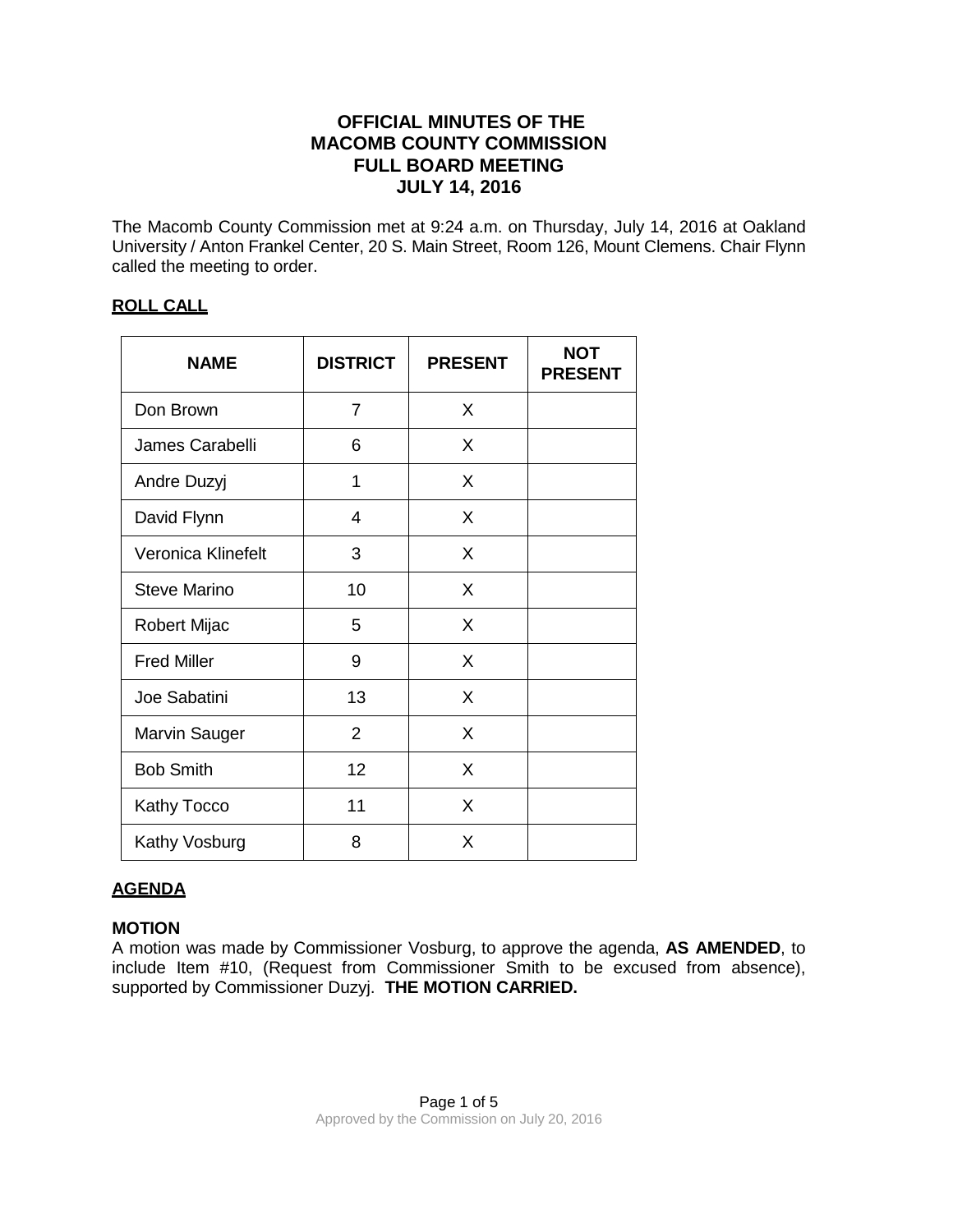# OFFICIAL MINUTES OF THE MACOMB COUNTY COMMISSION FULL BOARD MEETING JULY 14, 2016

The Macomb County Commission met at 9:24 a.m. on Thursday, July 14, 2016 at Oakland University / Anton Frankel Center, 20 S. Main Street, Room 126, Mount Clemens. Chair Flynn called the meeting to order.

## ROLL CALL

| NAME | DISTRICT | PRESENT | NOT PRESENT |
|---|---|---|---|
| Don Brown | 7 | X | |
| James Carabelli | 6 | X | |
| Andre Duzyj | 1 | X | |
| David Flynn | 4 | X | |
| Veronica Klinefelt | 3 | X | |
| Steve Marino | 10 | X | |
| Robert Mijac | 5 | X | |
| Fred Miller | 9 | X | |
| Joe Sabatini | 13 | X | |
| Marvin Sauger | 2 | X | |
| Bob Smith | 12 | X | |
| Kathy Tocco | 11 | X | |
| Kathy Vosburg | 8 | X | |

## AGENDA

### MOTION

A motion was made by Commissioner Vosburg, to approve the agenda, **AS AMENDED**, to include Item #10, (Request from Commissioner Smith to be excused from absence), supported by Commissioner Duzyj. **THE MOTION CARRIED.**

Approved by the Commission on July 20, 2016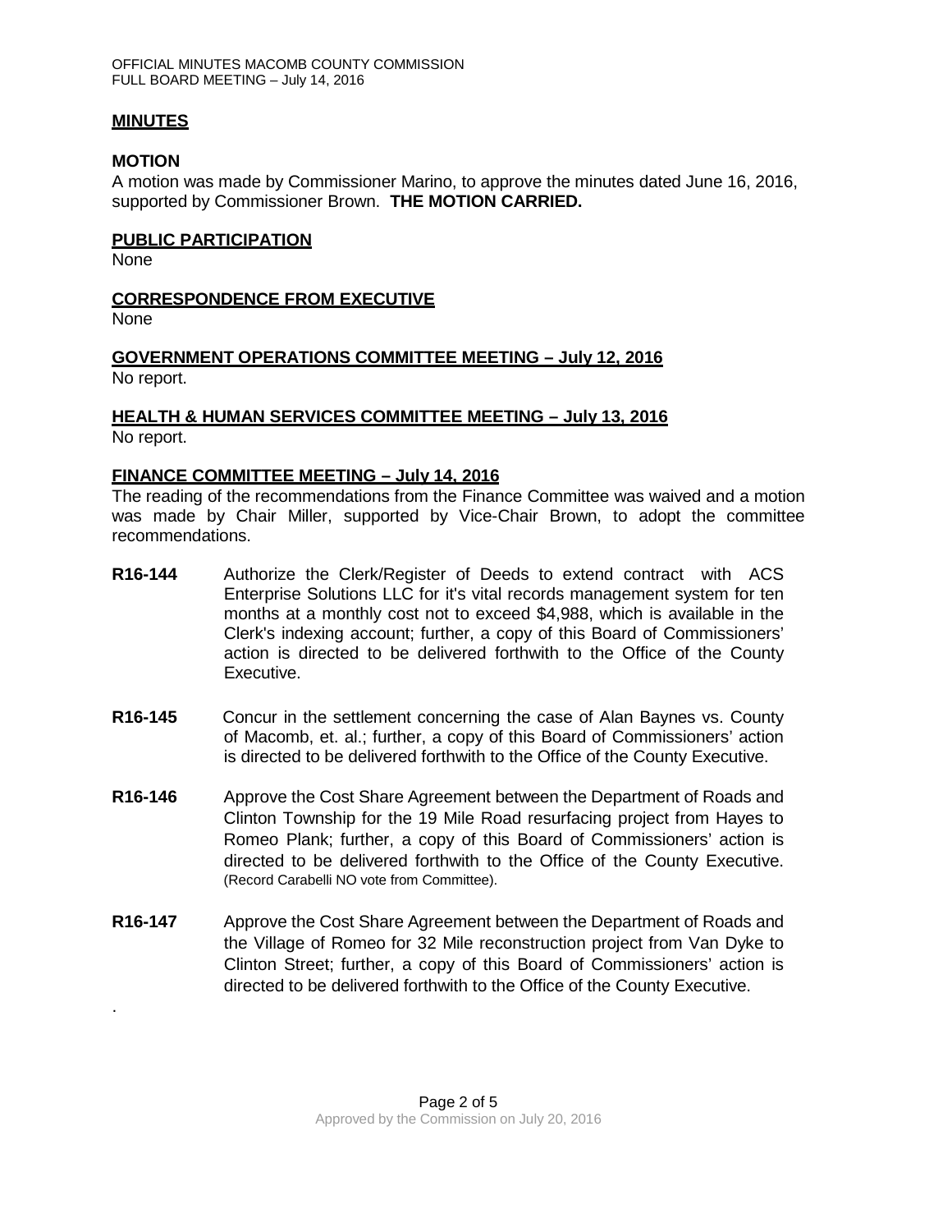## MINUTES

### MOTION

A motion was made by Commissioner Marino, to approve the minutes dated June 16, 2016, supported by Commissioner Brown. **THE MOTION CARRIED.**

## PUBLIC PARTICIPATION

None

## CORRESPONDENCE FROM EXECUTIVE

None

## GOVERNMENT OPERATIONS COMMITTEE MEETING – July 12, 2016

No report.

## HEALTH & HUMAN SERVICES COMMITTEE MEETING – July 13, 2016

No report.

## FINANCE COMMITTEE MEETING – July 14, 2016

The reading of the recommendations from the Finance Committee was waived and a motion was made by Chair Miller, supported by Vice-Chair Brown, to adopt the committee recommendations.

**R16-144** Authorize the Clerk/Register of Deeds to extend contract with ACS Enterprise Solutions LLC for it's vital records management system for ten months at a monthly cost not to exceed $4,988, which is available in the Clerk's indexing account; further, a copy of this Board of Commissioners' action is directed to be delivered forthwith to the Office of the County Executive.

**R16-145** Concur in the settlement concerning the case of Alan Baynes vs. County of Macomb, et. al.; further, a copy of this Board of Commissioners' action is directed to be delivered forthwith to the Office of the County Executive.

**R16-146** Approve the Cost Share Agreement between the Department of Roads and Clinton Township for the 19 Mile Road resurfacing project from Hayes to Romeo Plank; further, a copy of this Board of Commissioners' action is directed to be delivered forthwith to the Office of the County Executive. (Record Carabelli NO vote from Committee).

**R16-147** Approve the Cost Share Agreement between the Department of Roads and the Village of Romeo for 32 Mile reconstruction project from Van Dyke to Clinton Street; further, a copy of this Board of Commissioners' action is directed to be delivered forthwith to the Office of the County Executive.

.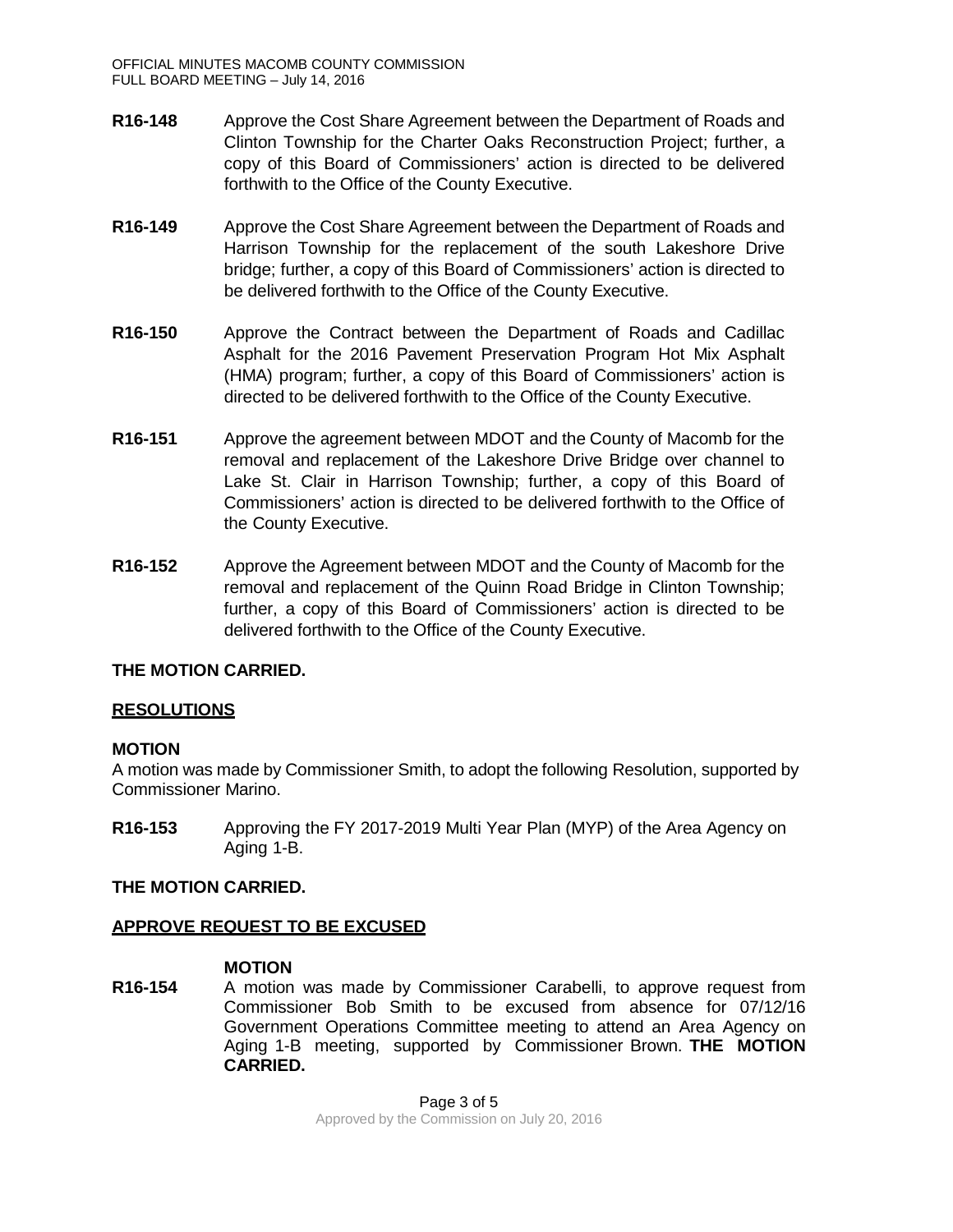**R16-148** Approve the Cost Share Agreement between the Department of Roads and Clinton Township for the Charter Oaks Reconstruction Project; further, a copy of this Board of Commissioners' action is directed to be delivered forthwith to the Office of the County Executive.

**R16-149** Approve the Cost Share Agreement between the Department of Roads and Harrison Township for the replacement of the south Lakeshore Drive bridge; further, a copy of this Board of Commissioners' action is directed to be delivered forthwith to the Office of the County Executive.

**R16-150** Approve the Contract between the Department of Roads and Cadillac Asphalt for the 2016 Pavement Preservation Program Hot Mix Asphalt (HMA) program; further, a copy of this Board of Commissioners' action is directed to be delivered forthwith to the Office of the County Executive.

**R16-151** Approve the agreement between MDOT and the County of Macomb for the removal and replacement of the Lakeshore Drive Bridge over channel to Lake St. Clair in Harrison Township; further, a copy of this Board of Commissioners' action is directed to be delivered forthwith to the Office of the County Executive.

**R16-152** Approve the Agreement between MDOT and the County of Macomb for the removal and replacement of the Quinn Road Bridge in Clinton Township; further, a copy of this Board of Commissioners' action is directed to be delivered forthwith to the Office of the County Executive.

**THE MOTION CARRIED.**

## RESOLUTIONS

**MOTION**

A motion was made by Commissioner Smith, to adopt the following Resolution, supported by Commissioner Marino.

**R16-153** Approving the FY 2017-2019 Multi Year Plan (MYP) of the Area Agency on Aging 1-B.

**THE MOTION CARRIED.**

## APPROVE REQUEST TO BE EXCUSED

**MOTION**

**R16-154** A motion was made by Commissioner Carabelli, to approve request from Commissioner Bob Smith to be excused from absence for 07/12/16 Government Operations Committee meeting to attend an Area Agency on Aging 1-B meeting, supported by Commissioner Brown. **THE MOTION CARRIED.**

Approved by the Commission on July 20, 2016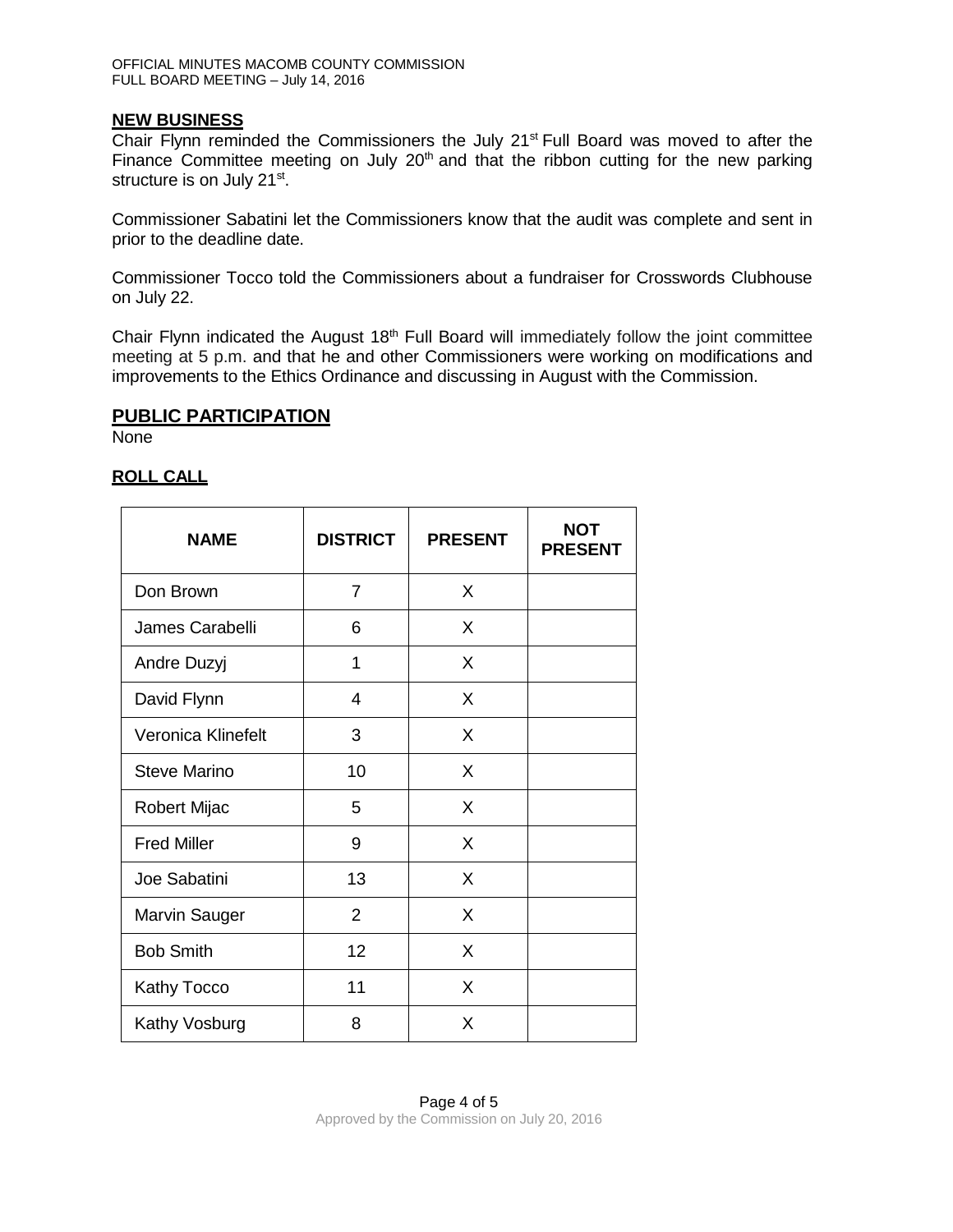## NEW BUSINESS

Chair Flynn reminded the Commissioners the July 21st Full Board was moved to after the Finance Committee meeting on July 20th and that the ribbon cutting for the new parking structure is on July 21st.

Commissioner Sabatini let the Commissioners know that the audit was complete and sent in prior to the deadline date.

Commissioner Tocco told the Commissioners about a fundraiser for Crosswords Clubhouse on July 22.

Chair Flynn indicated the August 18th Full Board will immediately follow the joint committee meeting at 5 p.m. and that he and other Commissioners were working on modifications and improvements to the Ethics Ordinance and discussing in August with the Commission.

## PUBLIC PARTICIPATION

None

## ROLL CALL

| NAME | DISTRICT | PRESENT | NOT PRESENT |
|---|---|---|---|
| Don Brown | 7 | X | |
| James Carabelli | 6 | X | |
| Andre Duzyj | 1 | X | |
| David Flynn | 4 | X | |
| Veronica Klinefelt | 3 | X | |
| Steve Marino | 10 | X | |
| Robert Mijac | 5 | X | |
| Fred Miller | 9 | X | |
| Joe Sabatini | 13 | X | |
| Marvin Sauger | 2 | X | |
| Bob Smith | 12 | X | |
| Kathy Tocco | 11 | X | |
| Kathy Vosburg | 8 | X | |

Approved by the Commission on July 20, 2016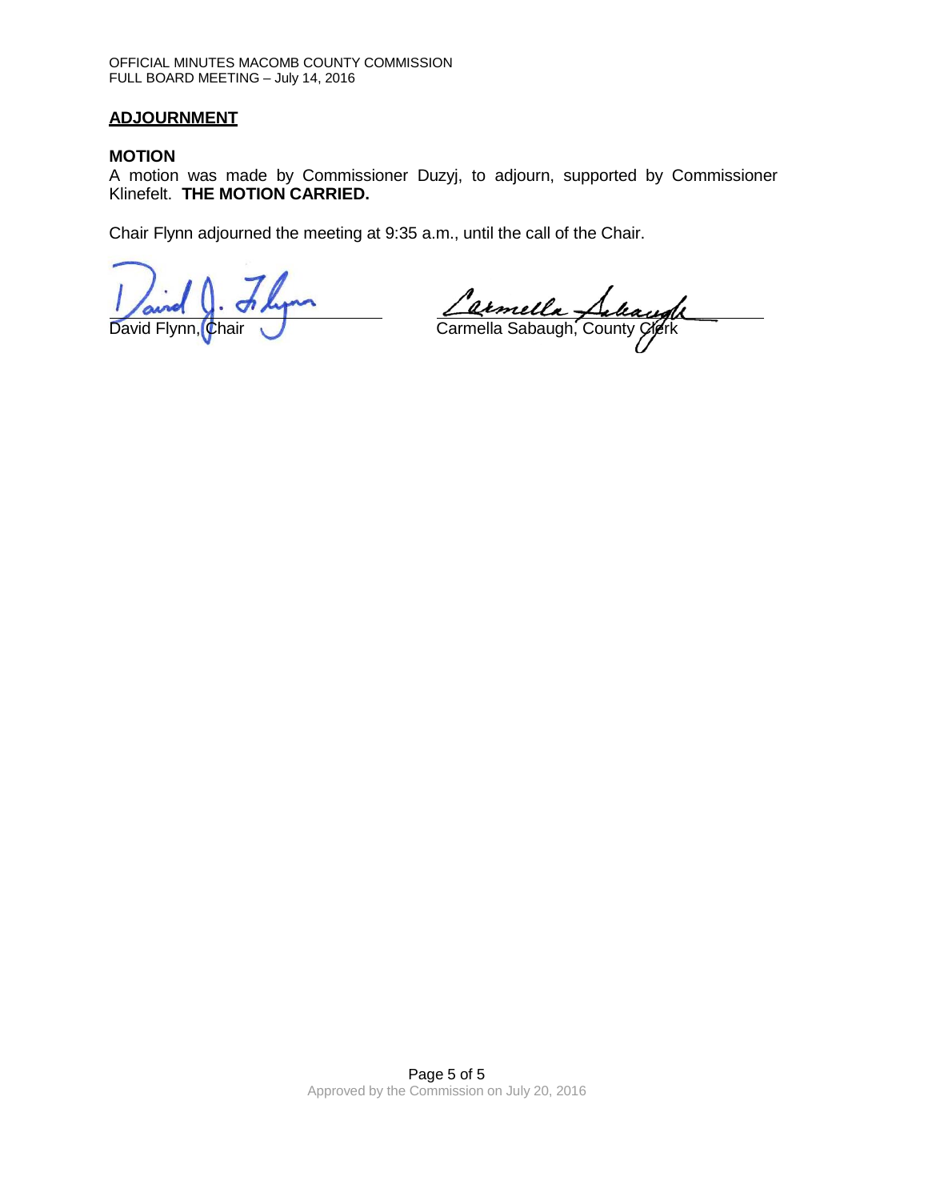## ADJOURNMENT

### MOTION

A motion was made by Commissioner Duzyj, to adjourn, supported by Commissioner Klinefelt. **THE MOTION CARRIED.**

Chair Flynn adjourned the meeting at 9:35 a.m., until the call of the Chair.

David Flynn, Chair

Carmella Sabaugh, County Clerk

Approved by the Commission on July 20, 2016